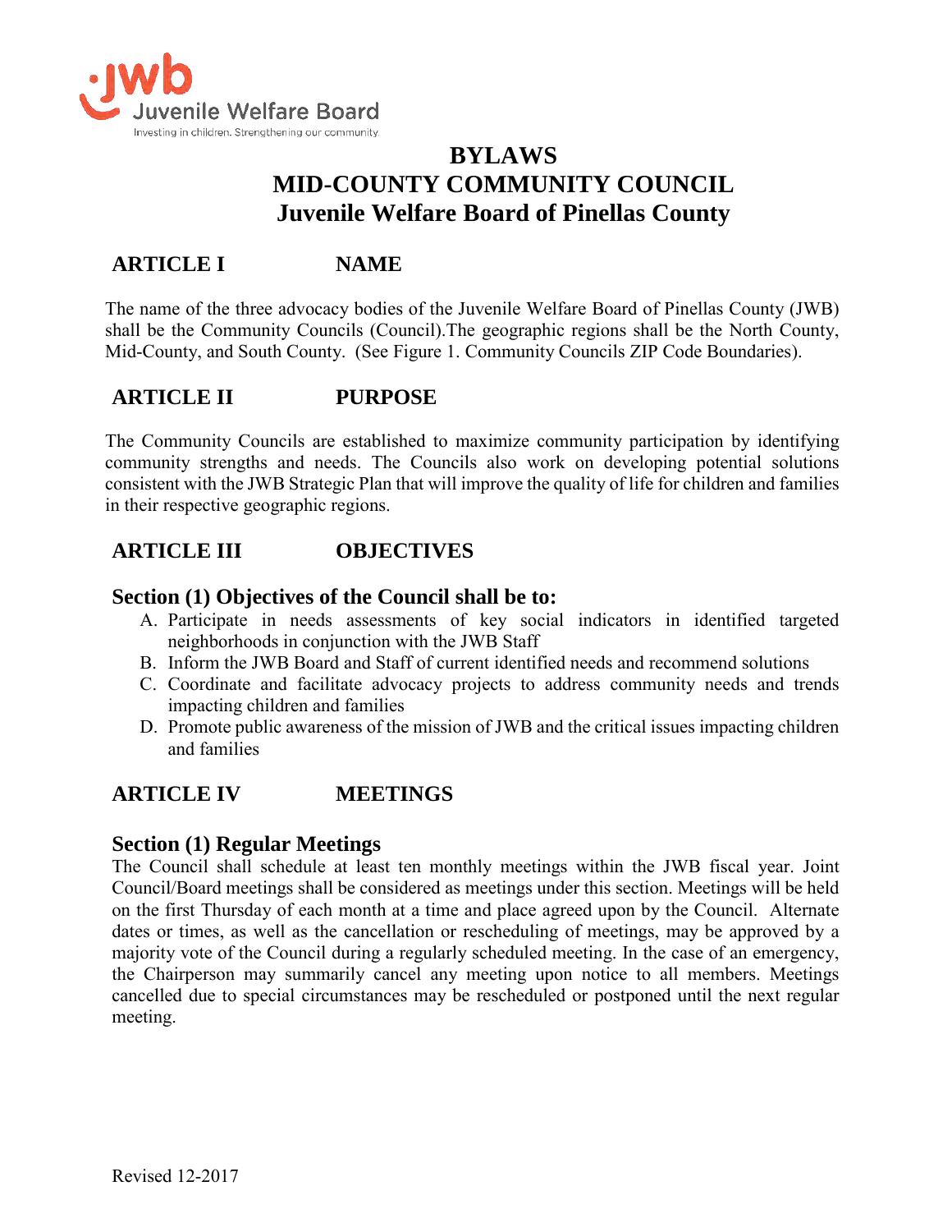# BYLAWS
# MID-COUNTY COMMUNITY COUNCIL
# Juvenile Welfare Board of Pinellas County

## ARTICLE I NAME

The name of the three advocacy bodies of the Juvenile Welfare Board of Pinellas County (JWB) shall be the Community Councils (Council).The geographic regions shall be the North County, Mid-County, and South County. (See Figure 1. Community Councils ZIP Code Boundaries).

## ARTICLE II PURPOSE

The Community Councils are established to maximize community participation by identifying community strengths and needs. The Councils also work on developing potential solutions consistent with the JWB Strategic Plan that will improve the quality of life for children and families in their respective geographic regions.

## ARTICLE III OBJECTIVES

### Section (1) Objectives of the Council shall be to:

A. Participate in needs assessments of key social indicators in identified targeted neighborhoods in conjunction with the JWB Staff
B. Inform the JWB Board and Staff of current identified needs and recommend solutions
C. Coordinate and facilitate advocacy projects to address community needs and trends impacting children and families
D. Promote public awareness of the mission of JWB and the critical issues impacting children and families

## ARTICLE IV MEETINGS

### Section (1) Regular Meetings

The Council shall schedule at least ten monthly meetings within the JWB fiscal year. Joint Council/Board meetings shall be considered as meetings under this section. Meetings will be held on the first Thursday of each month at a time and place agreed upon by the Council. Alternate dates or times, as well as the cancellation or rescheduling of meetings, may be approved by a majority vote of the Council during a regularly scheduled meeting. In the case of an emergency, the Chairperson may summarily cancel any meeting upon notice to all members. Meetings cancelled due to special circumstances may be rescheduled or postponed until the next regular meeting.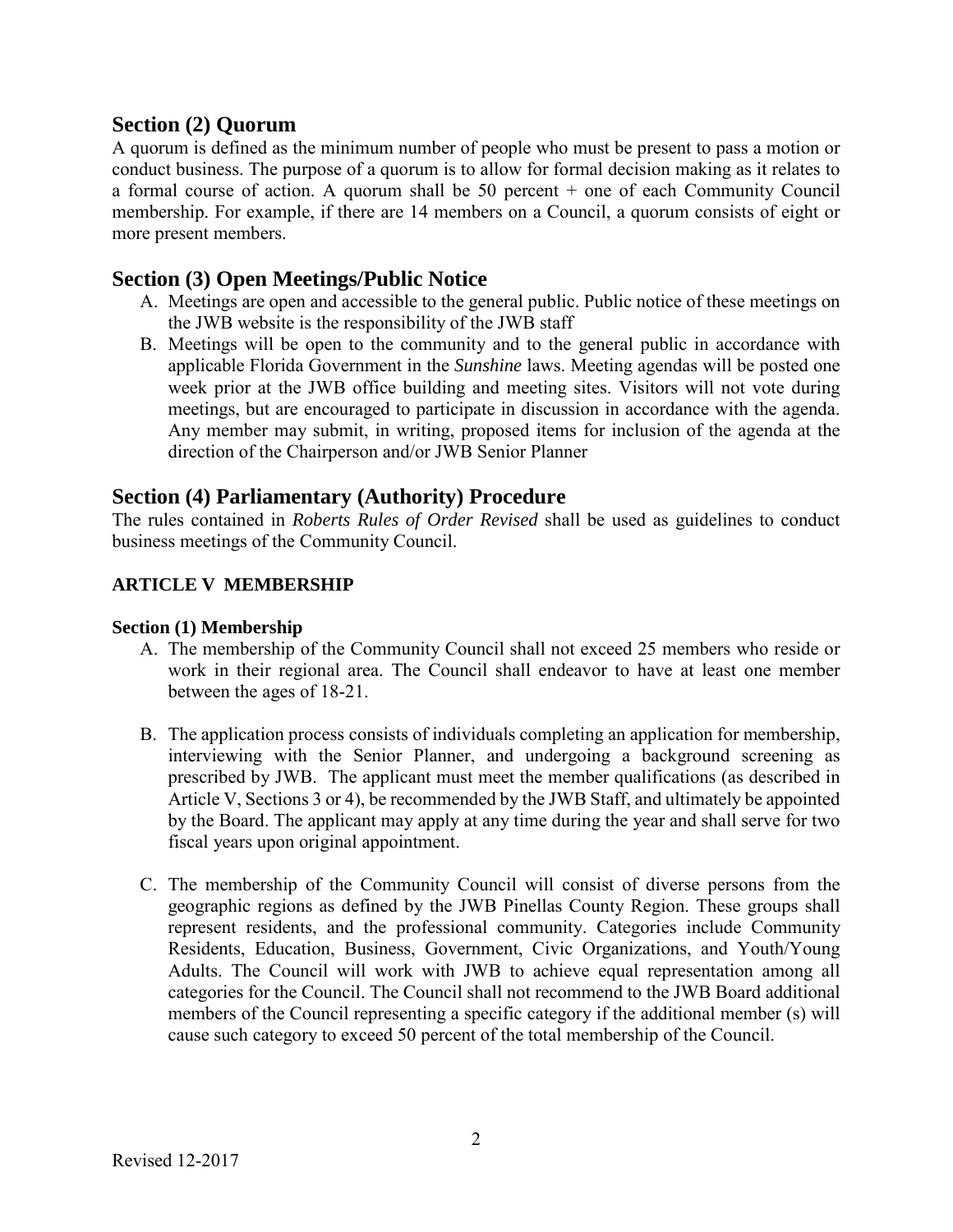## Section (2) Quorum

A quorum is defined as the minimum number of people who must be present to pass a motion or conduct business. The purpose of a quorum is to allow for formal decision making as it relates to a formal course of action. A quorum shall be 50 percent + one of each Community Council membership. For example, if there are 14 members on a Council, a quorum consists of eight or more present members.

## Section (3) Open Meetings/Public Notice

A. Meetings are open and accessible to the general public. Public notice of these meetings on the JWB website is the responsibility of the JWB staff

B. Meetings will be open to the community and to the general public in accordance with applicable Florida Government in the *Sunshine* laws. Meeting agendas will be posted one week prior at the JWB office building and meeting sites. Visitors will not vote during meetings, but are encouraged to participate in discussion in accordance with the agenda. Any member may submit, in writing, proposed items for inclusion of the agenda at the direction of the Chairperson and/or JWB Senior Planner

## Section (4) Parliamentary (Authority) Procedure

The rules contained in *Roberts Rules of Order Revised* shall be used as guidelines to conduct business meetings of the Community Council.

### ARTICLE V MEMBERSHIP

#### Section (1) Membership

A. The membership of the Community Council shall not exceed 25 members who reside or work in their regional area. The Council shall endeavor to have at least one member between the ages of 18-21.

B. The application process consists of individuals completing an application for membership, interviewing with the Senior Planner, and undergoing a background screening as prescribed by JWB. The applicant must meet the member qualifications (as described in Article V, Sections 3 or 4), be recommended by the JWB Staff, and ultimately be appointed by the Board. The applicant may apply at any time during the year and shall serve for two fiscal years upon original appointment.

C. The membership of the Community Council will consist of diverse persons from the geographic regions as defined by the JWB Pinellas County Region. These groups shall represent residents, and the professional community. Categories include Community Residents, Education, Business, Government, Civic Organizations, and Youth/Young Adults. The Council will work with JWB to achieve equal representation among all categories for the Council. The Council shall not recommend to the JWB Board additional members of the Council representing a specific category if the additional member (s) will cause such category to exceed 50 percent of the total membership of the Council.

Revised 12-2017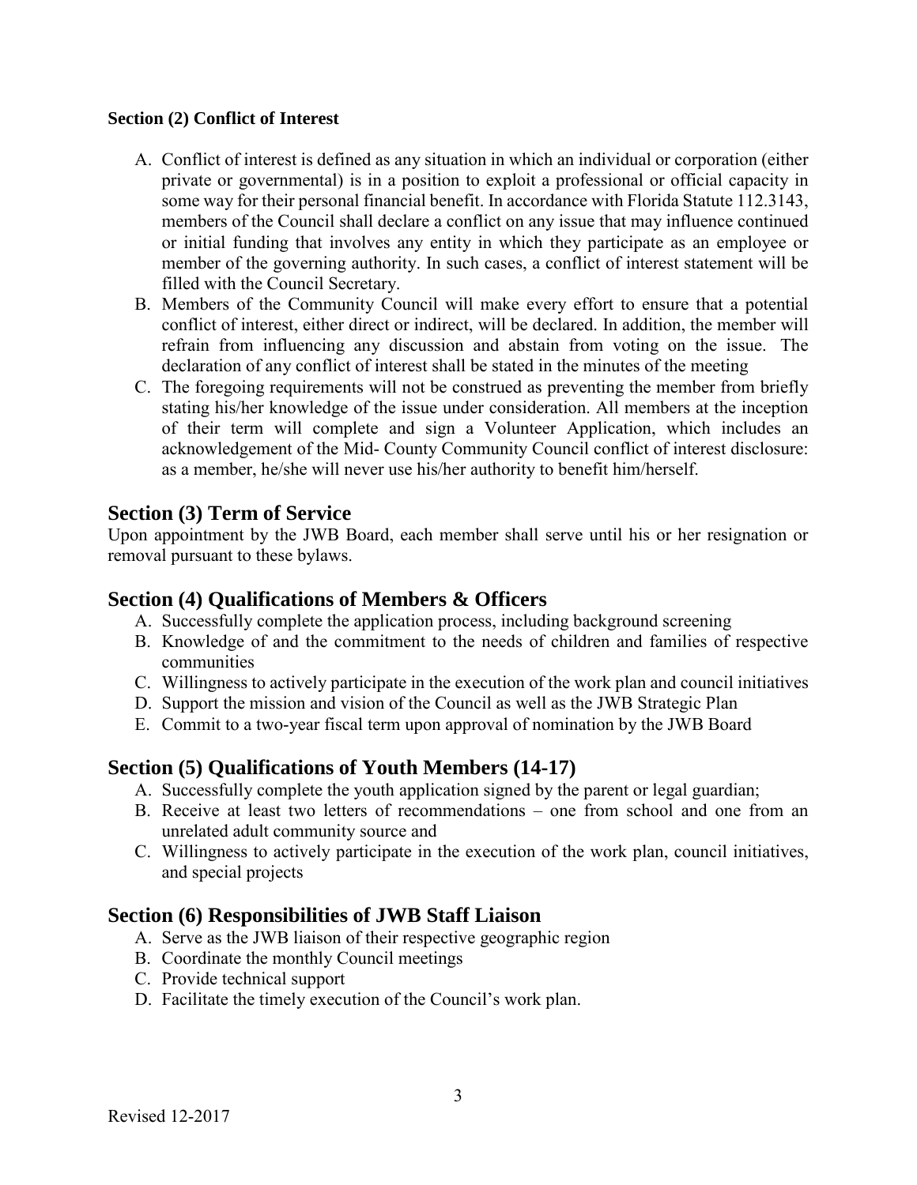**Section (2) Conflict of Interest**

A. Conflict of interest is defined as any situation in which an individual or corporation (either private or governmental) is in a position to exploit a professional or official capacity in some way for their personal financial benefit. In accordance with Florida Statute 112.3143, members of the Council shall declare a conflict on any issue that may influence continued or initial funding that involves any entity in which they participate as an employee or member of the governing authority. In such cases, a conflict of interest statement will be filled with the Council Secretary.
B. Members of the Community Council will make every effort to ensure that a potential conflict of interest, either direct or indirect, will be declared. In addition, the member will refrain from influencing any discussion and abstain from voting on the issue. The declaration of any conflict of interest shall be stated in the minutes of the meeting
C. The foregoing requirements will not be construed as preventing the member from briefly stating his/her knowledge of the issue under consideration. All members at the inception of their term will complete and sign a Volunteer Application, which includes an acknowledgement of the Mid- County Community Council conflict of interest disclosure: as a member, he/she will never use his/her authority to benefit him/herself.

## Section (3) Term of Service

Upon appointment by the JWB Board, each member shall serve until his or her resignation or removal pursuant to these bylaws.

## Section (4) Qualifications of Members & Officers

A. Successfully complete the application process, including background screening
B. Knowledge of and the commitment to the needs of children and families of respective communities
C. Willingness to actively participate in the execution of the work plan and council initiatives
D. Support the mission and vision of the Council as well as the JWB Strategic Plan
E. Commit to a two-year fiscal term upon approval of nomination by the JWB Board

## Section (5) Qualifications of Youth Members (14-17)

A. Successfully complete the youth application signed by the parent or legal guardian;
B. Receive at least two letters of recommendations – one from school and one from an unrelated adult community source and
C. Willingness to actively participate in the execution of the work plan, council initiatives, and special projects

## Section (6) Responsibilities of JWB Staff Liaison

A. Serve as the JWB liaison of their respective geographic region
B. Coordinate the monthly Council meetings
C. Provide technical support
D. Facilitate the timely execution of the Council's work plan.

Revised 12-2017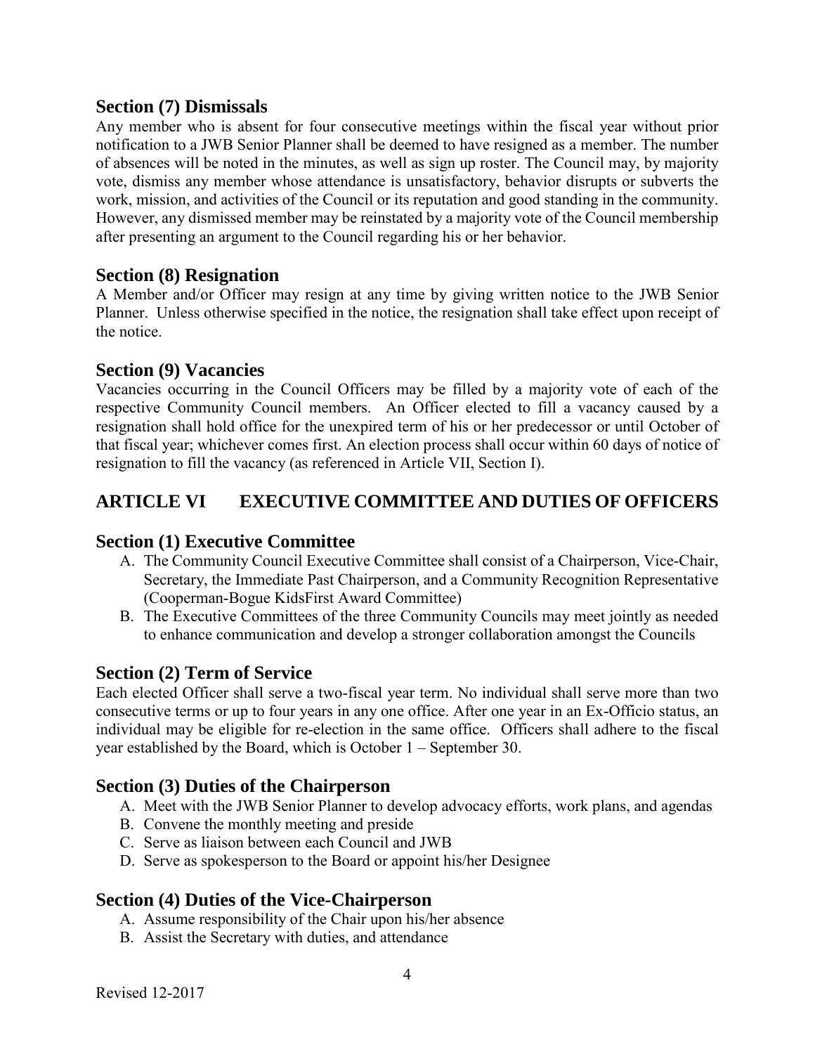### Section (7) Dismissals

Any member who is absent for four consecutive meetings within the fiscal year without prior notification to a JWB Senior Planner shall be deemed to have resigned as a member. The number of absences will be noted in the minutes, as well as sign up roster. The Council may, by majority vote, dismiss any member whose attendance is unsatisfactory, behavior disrupts or subverts the work, mission, and activities of the Council or its reputation and good standing in the community. However, any dismissed member may be reinstated by a majority vote of the Council membership after presenting an argument to the Council regarding his or her behavior.

### Section (8) Resignation

A Member and/or Officer may resign at any time by giving written notice to the JWB Senior Planner. Unless otherwise specified in the notice, the resignation shall take effect upon receipt of the notice.

### Section (9) Vacancies

Vacancies occurring in the Council Officers may be filled by a majority vote of each of the respective Community Council members. An Officer elected to fill a vacancy caused by a resignation shall hold office for the unexpired term of his or her predecessor or until October of that fiscal year; whichever comes first. An election process shall occur within 60 days of notice of resignation to fill the vacancy (as referenced in Article VII, Section I).

## ARTICLE VI EXECUTIVE COMMITTEE AND DUTIES OF OFFICERS

### Section (1) Executive Committee

A. The Community Council Executive Committee shall consist of a Chairperson, Vice-Chair, Secretary, the Immediate Past Chairperson, and a Community Recognition Representative (Cooperman-Bogue KidsFirst Award Committee)
B. The Executive Committees of the three Community Councils may meet jointly as needed to enhance communication and develop a stronger collaboration amongst the Councils

### Section (2) Term of Service

Each elected Officer shall serve a two-fiscal year term. No individual shall serve more than two consecutive terms or up to four years in any one office. After one year in an Ex-Officio status, an individual may be eligible for re-election in the same office. Officers shall adhere to the fiscal year established by the Board, which is October 1 – September 30.

### Section (3) Duties of the Chairperson

A. Meet with the JWB Senior Planner to develop advocacy efforts, work plans, and agendas
B. Convene the monthly meeting and preside
C. Serve as liaison between each Council and JWB
D. Serve as spokesperson to the Board or appoint his/her Designee

### Section (4) Duties of the Vice-Chairperson

A. Assume responsibility of the Chair upon his/her absence
B. Assist the Secretary with duties, and attendance

Revised 12-2017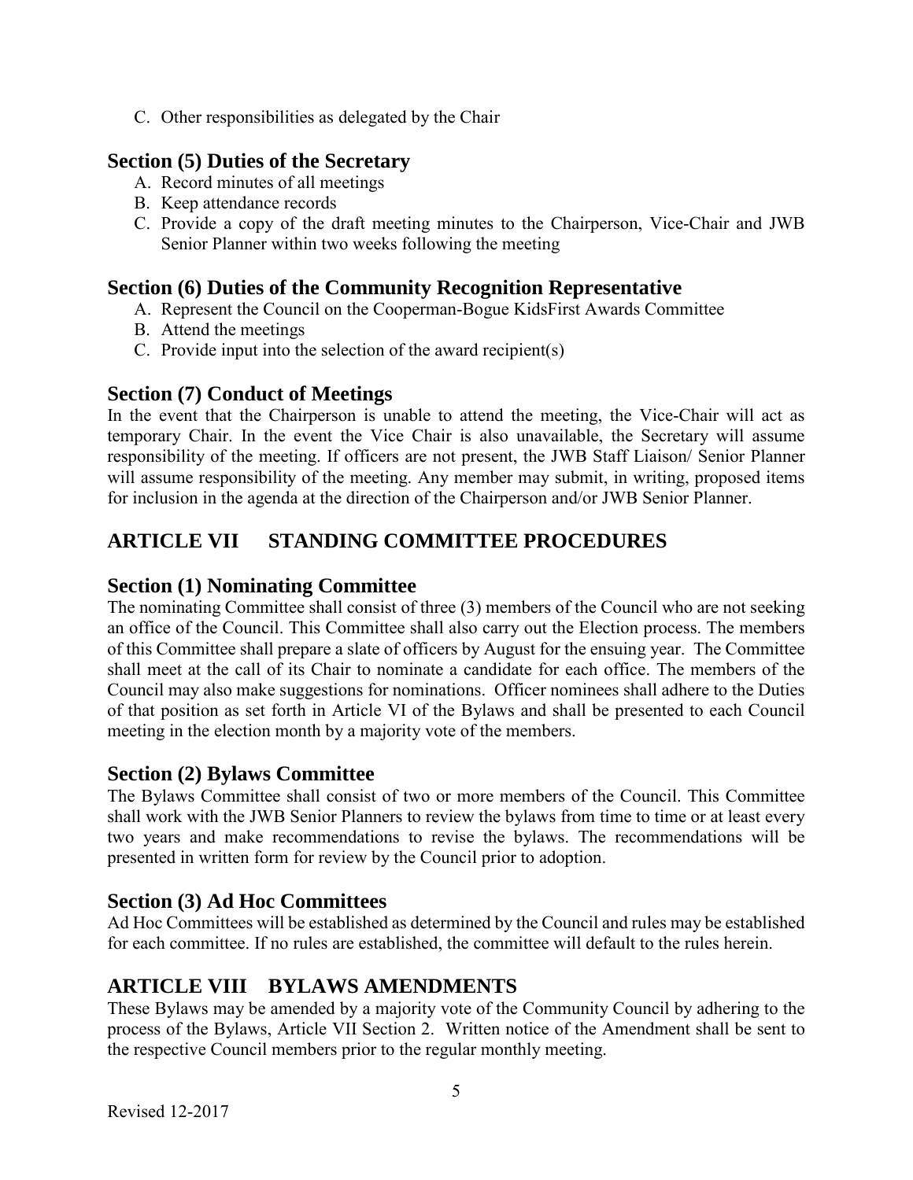C. Other responsibilities as delegated by the Chair

### Section (5) Duties of the Secretary

A. Record minutes of all meetings
B. Keep attendance records
C. Provide a copy of the draft meeting minutes to the Chairperson, Vice-Chair and JWB Senior Planner within two weeks following the meeting

### Section (6) Duties of the Community Recognition Representative

A. Represent the Council on the Cooperman-Bogue KidsFirst Awards Committee
B. Attend the meetings
C. Provide input into the selection of the award recipient(s)

### Section (7) Conduct of Meetings

In the event that the Chairperson is unable to attend the meeting, the Vice-Chair will act as temporary Chair. In the event the Vice Chair is also unavailable, the Secretary will assume responsibility of the meeting. If officers are not present, the JWB Staff Liaison/ Senior Planner will assume responsibility of the meeting. Any member may submit, in writing, proposed items for inclusion in the agenda at the direction of the Chairperson and/or JWB Senior Planner.

## ARTICLE VII STANDING COMMITTEE PROCEDURES

### Section (1) Nominating Committee

The nominating Committee shall consist of three (3) members of the Council who are not seeking an office of the Council. This Committee shall also carry out the Election process. The members of this Committee shall prepare a slate of officers by August for the ensuing year. The Committee shall meet at the call of its Chair to nominate a candidate for each office. The members of the Council may also make suggestions for nominations. Officer nominees shall adhere to the Duties of that position as set forth in Article VI of the Bylaws and shall be presented to each Council meeting in the election month by a majority vote of the members.

### Section (2) Bylaws Committee

The Bylaws Committee shall consist of two or more members of the Council. This Committee shall work with the JWB Senior Planners to review the bylaws from time to time or at least every two years and make recommendations to revise the bylaws. The recommendations will be presented in written form for review by the Council prior to adoption.

### Section (3) Ad Hoc Committees

Ad Hoc Committees will be established as determined by the Council and rules may be established for each committee. If no rules are established, the committee will default to the rules herein.

## ARTICLE VIII BYLAWS AMENDMENTS

These Bylaws may be amended by a majority vote of the Community Council by adhering to the process of the Bylaws, Article VII Section 2. Written notice of the Amendment shall be sent to the respective Council members prior to the regular monthly meeting.

Revised 12-2017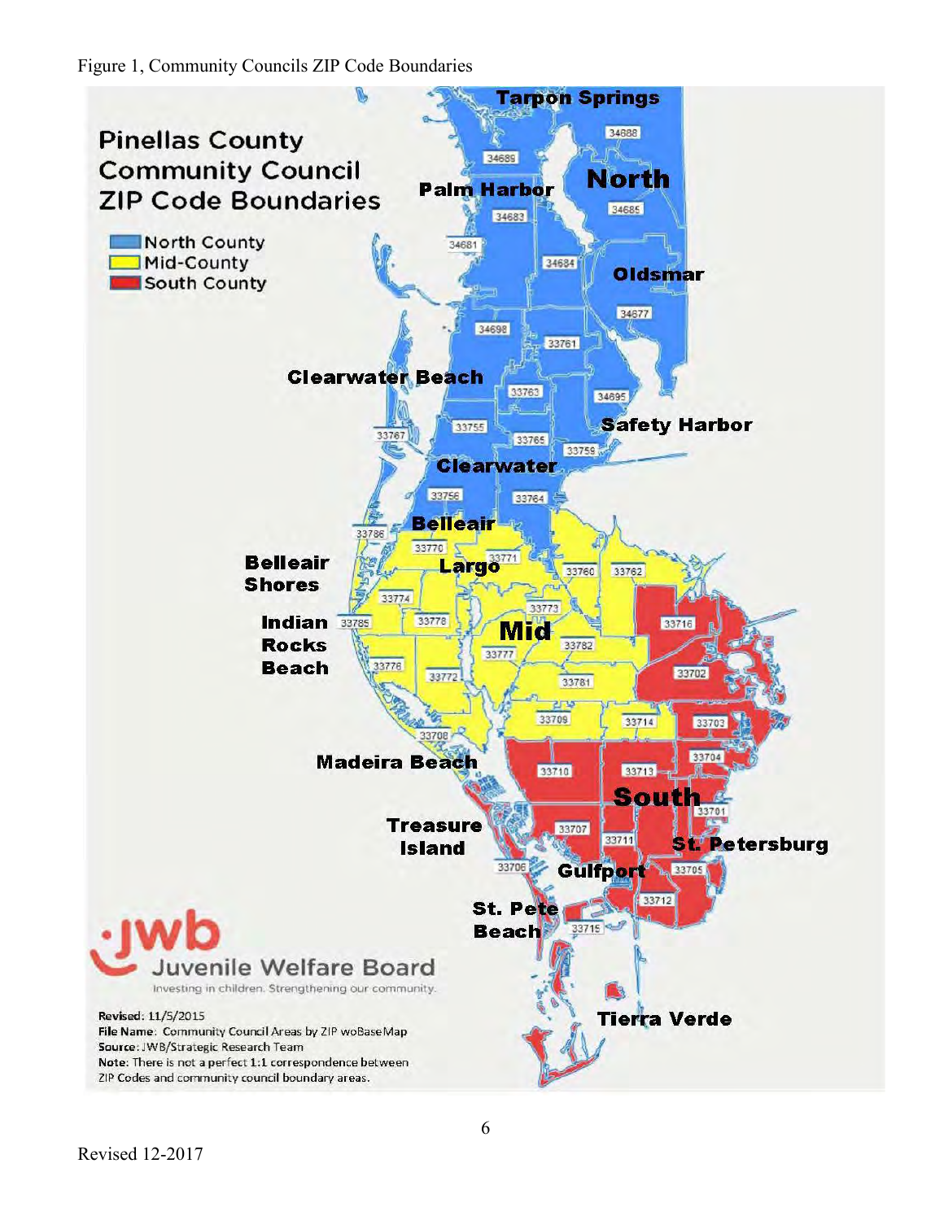Figure 1, Community Councils ZIP Code Boundaries

Pinellas County
Community Council
ZIP Code Boundaries

North County
Mid-County
South County

Tarpon Springs
34688
34689
Palm Harbor
North
34683
34685
34681
34684
Oldsmar
34677
34698
33761
Clearwater Beach
33763
34695
Safety Harbor
33767
33755
33765
33759
Clearwater
33756
33764
Belleair
33786
33770
33771
Belleair Shores
Largo
33760
33762
33774
33773
Indian Rocks Beach
33785
33778
Mid
33716
33782
33777
33776
33702
33772
33781
33709
33714
33703
33708
33704
Madeira Beach
33710
33713
South
33701
Treasure Island
33707
33711
St. Petersburg
33706
Gulfport
33705
33712
St. Pete Beach
33715
Tierra Verde

jwb Juvenile Welfare Board
Investing in children. Strengthening our community.

Revised: 11/5/2015
File Name: Community Council Areas by ZIP woBaseMap
Source: JWB/Strategic Research Team
Note: There is not a perfect 1:1 correspondence between ZIP Codes and community council boundary areas.

Revised 12-2017